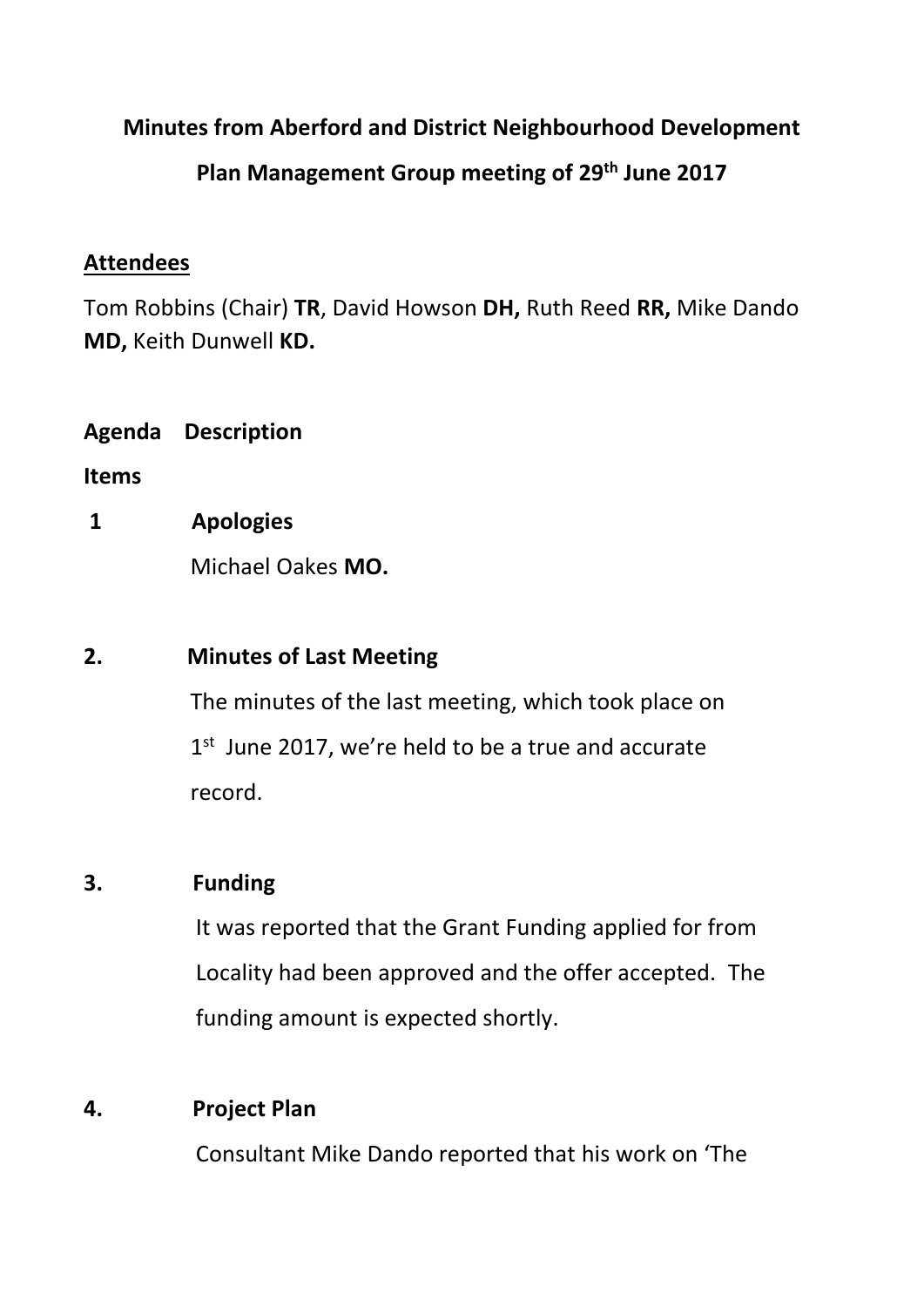**Minutes from Aberford and District Neighbourhood Development Plan Management Group meeting of 29th June 2017**

**Attendees**

Tom Robbins (Chair) **TR**, David Howson **DH,** Ruth Reed **RR,** Mike Dando **MD,** Keith Dunwell **KD.**

**Agenda Items** **Description**

**1** **Apologies**

Michael Oakes **MO.**

**2.** **Minutes of Last Meeting**

The minutes of the last meeting, which took place on 1st June 2017, we're held to be a true and accurate record.

**3.** **Funding**

It was reported that the Grant Funding applied for from Locality had been approved and the offer accepted. The funding amount is expected shortly.

**4.** **Project Plan**

Consultant Mike Dando reported that his work on 'The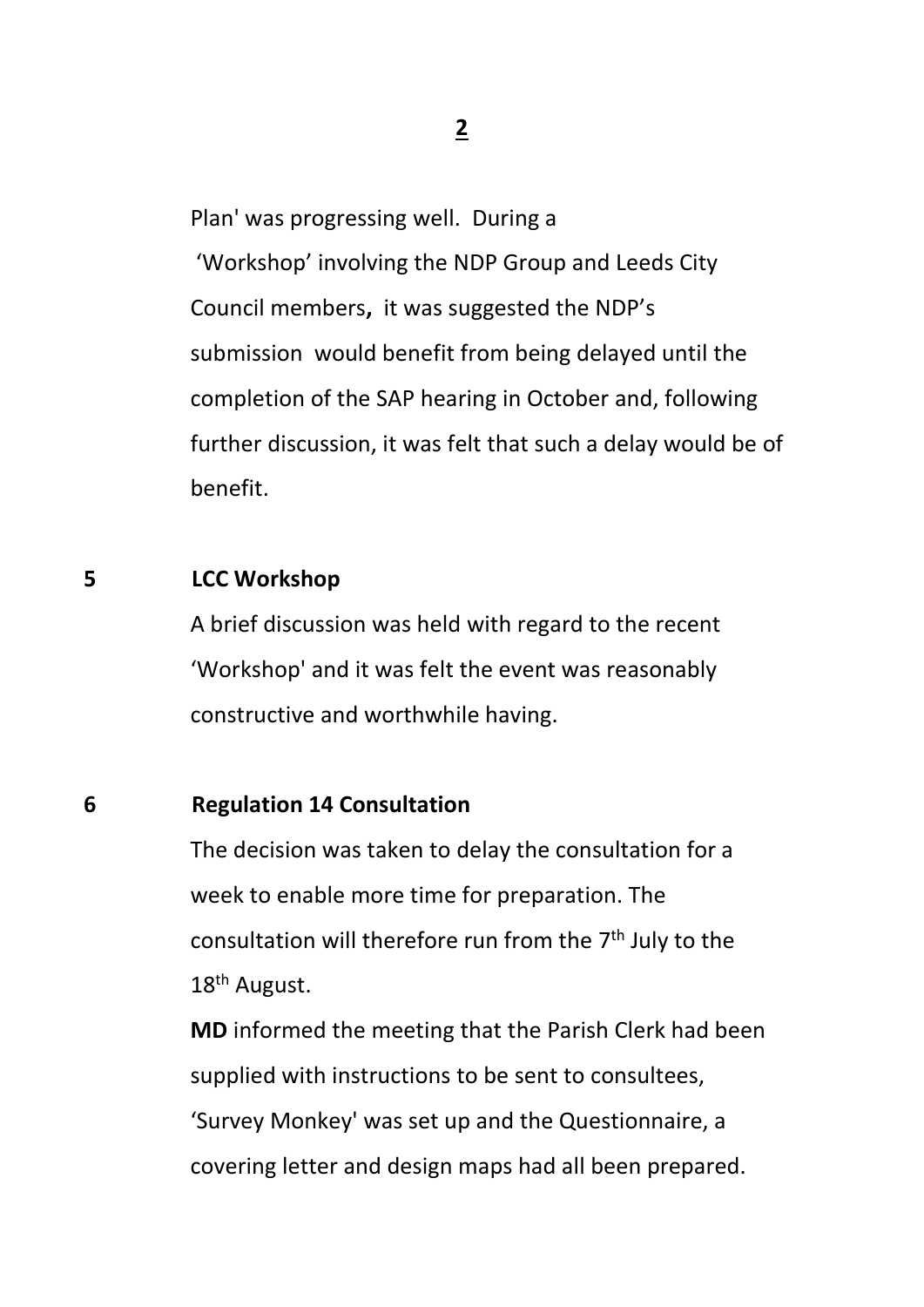Plan' was progressing well. During a 'Workshop' involving the NDP Group and Leeds City Council members**,** it was suggested the NDP's submission would benefit from being delayed until the completion of the SAP hearing in October and, following further discussion, it was felt that such a delay would be of benefit.

**5 LCC Workshop**

A brief discussion was held with regard to the recent 'Workshop' and it was felt the event was reasonably constructive and worthwhile having.

**6 Regulation 14 Consultation**

The decision was taken to delay the consultation for a week to enable more time for preparation. The consultation will therefore run from the 7th July to the 18th August.

**MD** informed the meeting that the Parish Clerk had been supplied with instructions to be sent to consultees, 'Survey Monkey' was set up and the Questionnaire, a covering letter and design maps had all been prepared.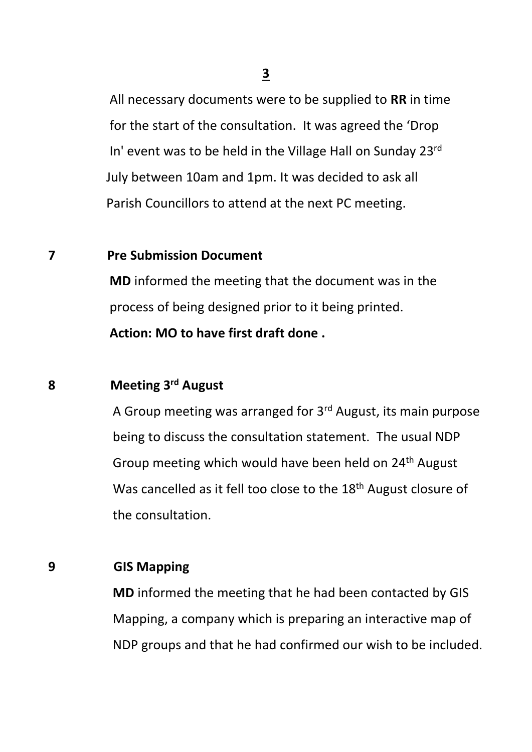All necessary documents were to be supplied to **RR** in time for the start of the consultation. It was agreed the 'Drop In' event was to be held in the Village Hall on Sunday 23rd July between 10am and 1pm. It was decided to ask all Parish Councillors to attend at the next PC meeting.

**7 Pre Submission Document**

**MD** informed the meeting that the document was in the process of being designed prior to it being printed.

**Action: MO to have first draft done .**

**8 Meeting 3rd August**

A Group meeting was arranged for 3rd August, its main purpose being to discuss the consultation statement. The usual NDP Group meeting which would have been held on 24th August Was cancelled as it fell too close to the 18th August closure of the consultation.

**9 GIS Mapping**

**MD** informed the meeting that he had been contacted by GIS Mapping, a company which is preparing an interactive map of NDP groups and that he had confirmed our wish to be included.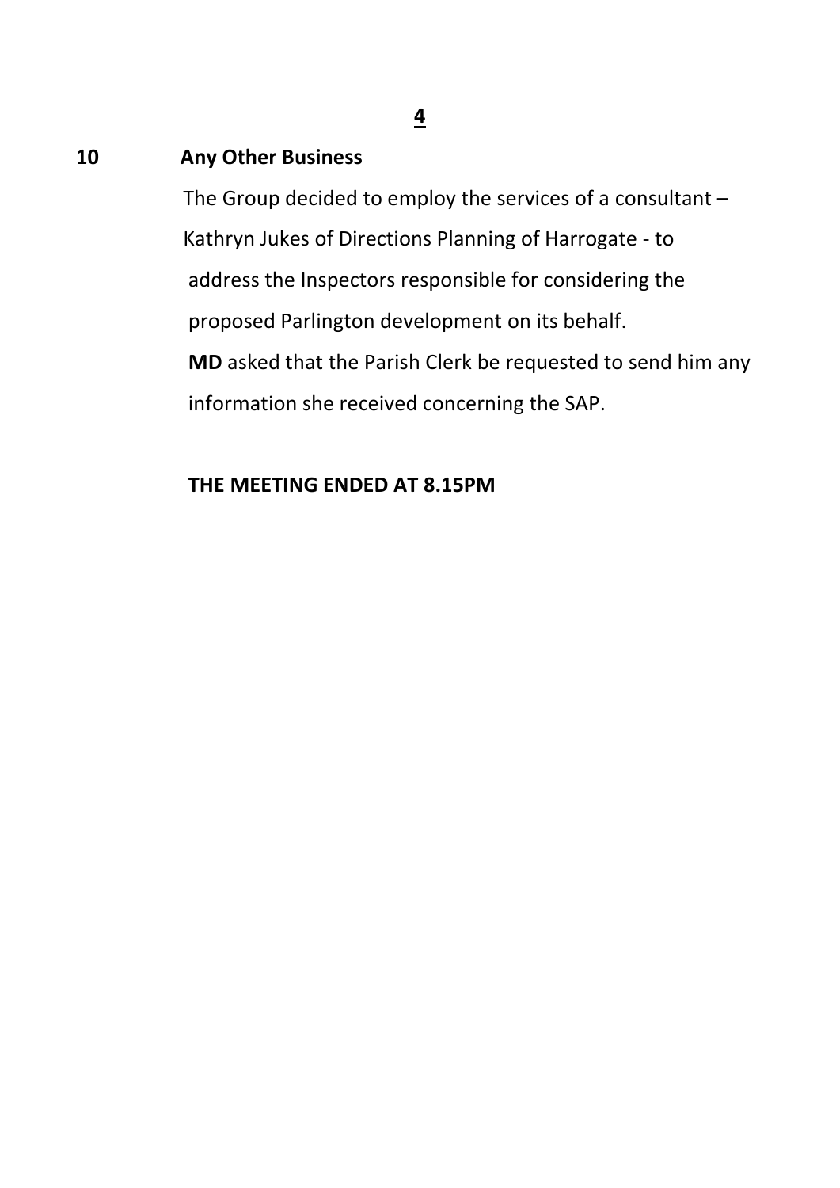**10 Any Other Business**

The Group decided to employ the services of a consultant – Kathryn Jukes of Directions Planning of Harrogate - to address the Inspectors responsible for considering the proposed Parlington development on its behalf.

**MD** asked that the Parish Clerk be requested to send him any information she received concerning the SAP.

**THE MEETING ENDED AT 8.15PM**